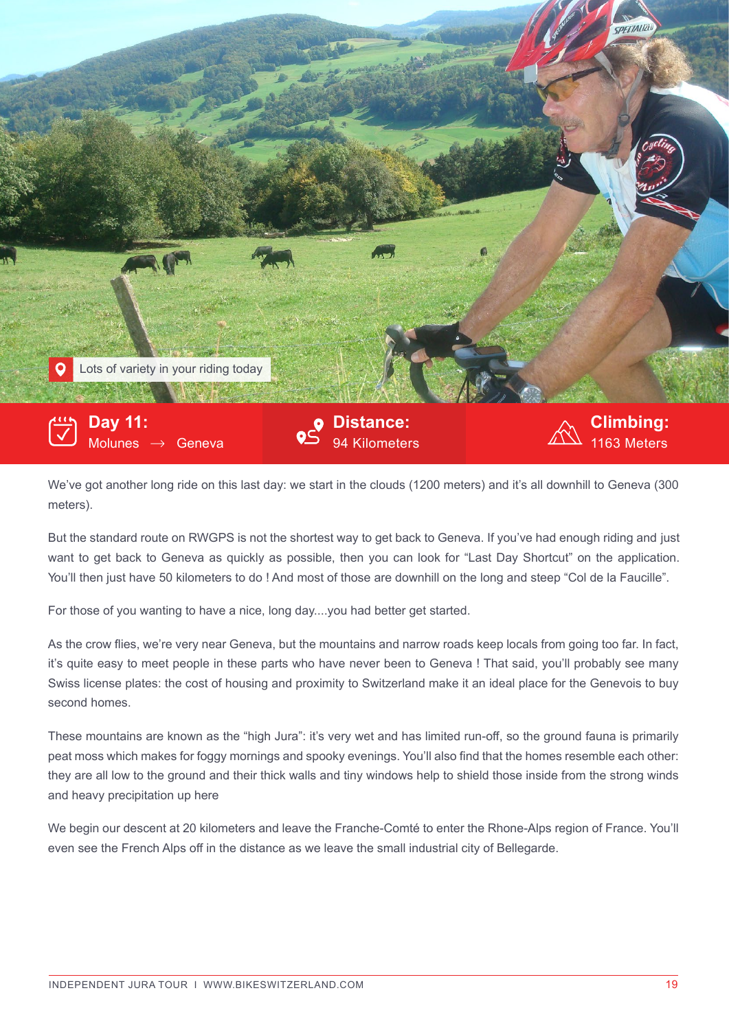Lots of variety in your riding today

**Day 11:** Molunes → Geneva

**Distance:** 94 Kilometers

**Climbing:** 1163 Meters

We've got another long ride on this last day: we start in the clouds (1200 meters) and it's all downhill to Geneva (300 meters).

But the standard route on RWGPS is not the shortest way to get back to Geneva. If you've had enough riding and just want to get back to Geneva as quickly as possible, then you can look for "Last Day Shortcut" on the application. You'll then just have 50 kilometers to do ! And most of those are downhill on the long and steep "Col de la Faucille".

For those of you wanting to have a nice, long day....you had better get started.

As the crow flies, we're very near Geneva, but the mountains and narrow roads keep locals from going too far. In fact, it's quite easy to meet people in these parts who have never been to Geneva ! That said, you'll probably see many Swiss license plates: the cost of housing and proximity to Switzerland make it an ideal place for the Genevois to buy second homes.

These mountains are known as the "high Jura": it's very wet and has limited run-off, so the ground fauna is primarily peat moss which makes for foggy mornings and spooky evenings. You'll also find that the homes resemble each other: they are all low to the ground and their thick walls and tiny windows help to shield those inside from the strong winds and heavy precipitation up here

We begin our descent at 20 kilometers and leave the Franche-Comté to enter the Rhone-Alps region of France. You'll even see the French Alps off in the distance as we leave the small industrial city of Bellegarde.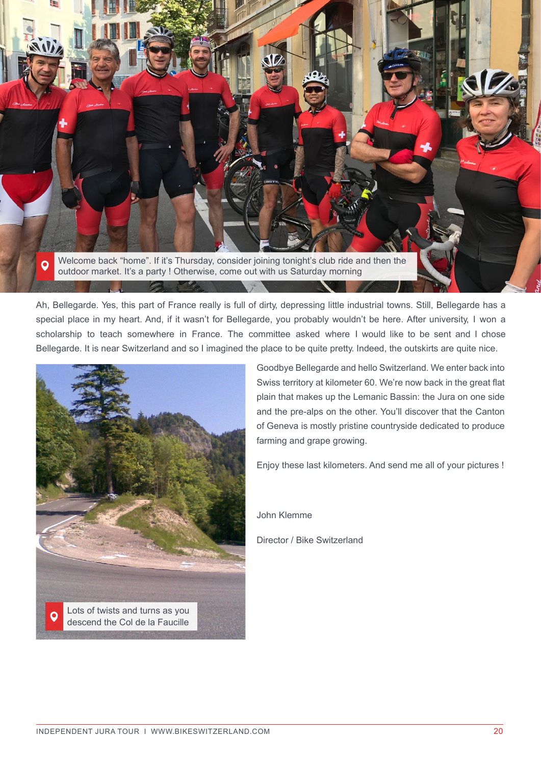Welcome back "home". If it's Thursday, consider joining tonight's club ride and then the outdoor market. It's a party ! Otherwise, come out with us Saturday morning

Ah, Bellegarde. Yes, this part of France really is full of dirty, depressing little industrial towns. Still, Bellegarde has a special place in my heart. And, if it wasn't for Bellegarde, you probably wouldn't be here. After university, I won a scholarship to teach somewhere in France. The committee asked where I would like to be sent and I chose Bellegarde. It is near Switzerland and so I imagined the place to be quite pretty. Indeed, the outskirts are quite nice.

Lots of twists and turns as you descend the Col de la Faucille

Goodbye Bellegarde and hello Switzerland. We enter back into Swiss territory at kilometer 60. We're now back in the great flat plain that makes up the Lemanic Bassin: the Jura on one side and the pre-alps on the other. You'll discover that the Canton of Geneva is mostly pristine countryside dedicated to produce farming and grape growing.

Enjoy these last kilometers. And send me all of your pictures !

John Klemme

Director / Bike Switzerland